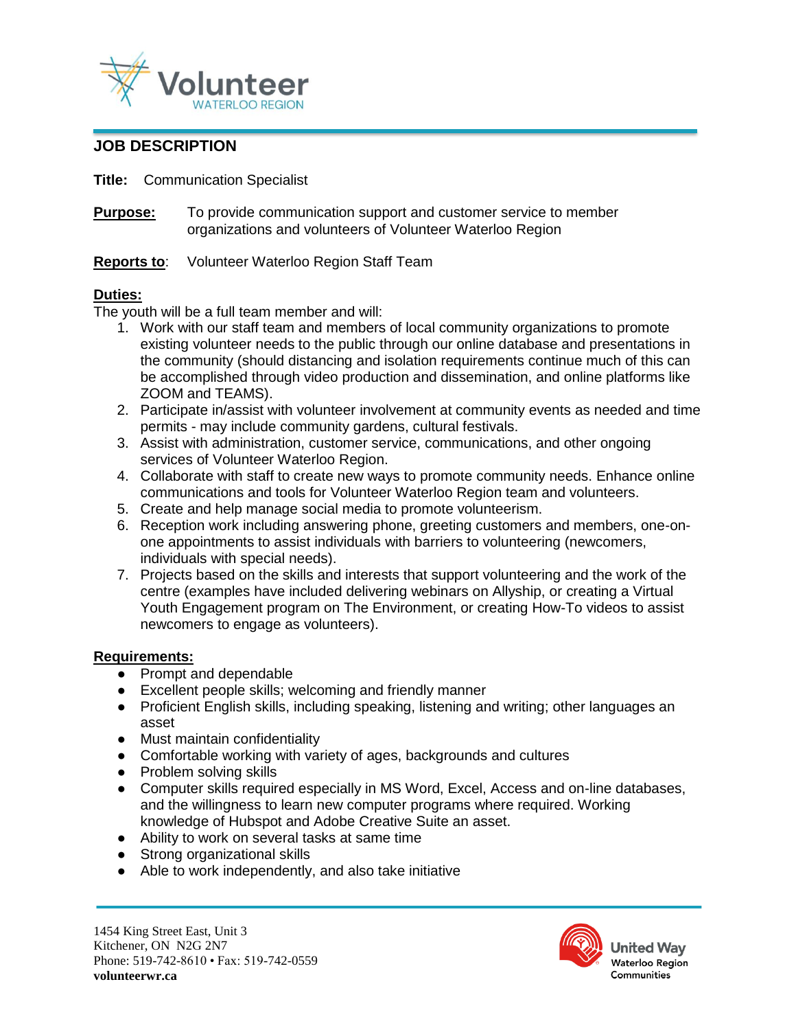# JOB DESCRIPTION

**Title:** Communication Specialist

**Purpose:** To provide communication support and customer service to member organizations and volunteers of Volunteer Waterloo Region

**Reports to**: Volunteer Waterloo Region Staff Team

**Duties:**

The youth will be a full team member and will:

1. Work with our staff team and members of local community organizations to promote existing volunteer needs to the public through our online database and presentations in the community (should distancing and isolation requirements continue much of this can be accomplished through video production and dissemination, and online platforms like ZOOM and TEAMS).
2. Participate in/assist with volunteer involvement at community events as needed and time permits - may include community gardens, cultural festivals.
3. Assist with administration, customer service, communications, and other ongoing services of Volunteer Waterloo Region.
4. Collaborate with staff to create new ways to promote community needs. Enhance online communications and tools for Volunteer Waterloo Region team and volunteers.
5. Create and help manage social media to promote volunteerism.
6. Reception work including answering phone, greeting customers and members, one-on-one appointments to assist individuals with barriers to volunteering (newcomers, individuals with special needs).
7. Projects based on the skills and interests that support volunteering and the work of the centre (examples have included delivering webinars on Allyship, or creating a Virtual Youth Engagement program on The Environment, or creating How-To videos to assist newcomers to engage as volunteers).

**Requirements:**

- Prompt and dependable
- Excellent people skills; welcoming and friendly manner
- Proficient English skills, including speaking, listening and writing; other languages an asset
- Must maintain confidentiality
- Comfortable working with variety of ages, backgrounds and cultures
- Problem solving skills
- Computer skills required especially in MS Word, Excel, Access and on-line databases, and the willingness to learn new computer programs where required. Working knowledge of Hubspot and Adobe Creative Suite an asset.
- Ability to work on several tasks at same time
- Strong organizational skills
- Able to work independently, and also take initiative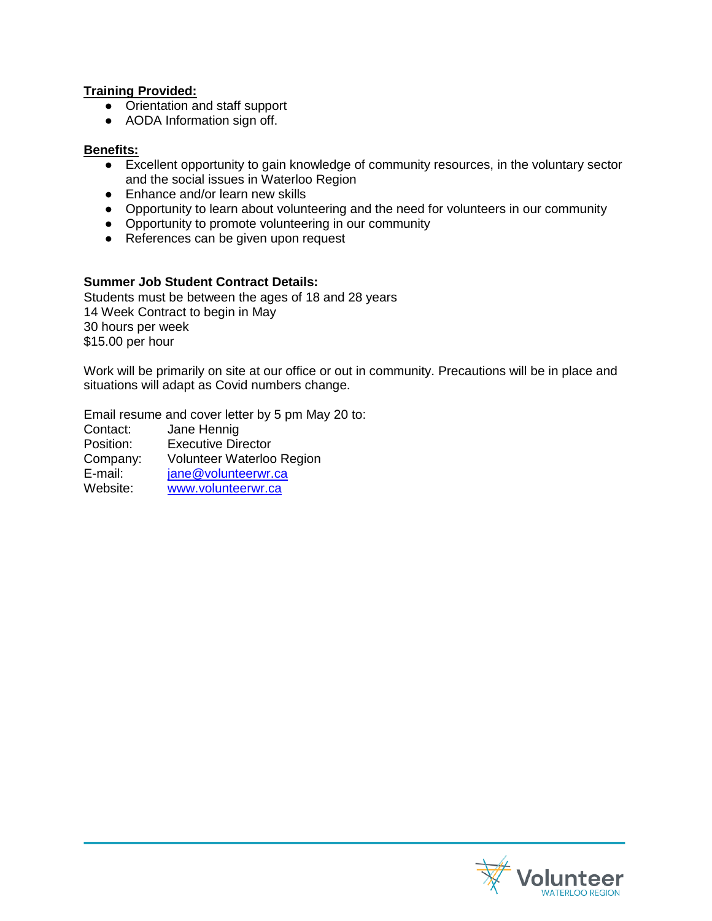**Training Provided:**

- Orientation and staff support
- AODA Information sign off.

**Benefits:**

- Excellent opportunity to gain knowledge of community resources, in the voluntary sector and the social issues in Waterloo Region
- Enhance and/or learn new skills
- Opportunity to learn about volunteering and the need for volunteers in our community
- Opportunity to promote volunteering in our community
- References can be given upon request

**Summer Job Student Contract Details:**

Students must be between the ages of 18 and 28 years
14 Week Contract to begin in May
30 hours per week
$15.00 per hour

Work will be primarily on site at our office or out in community. Precautions will be in place and situations will adapt as Covid numbers change.

Email resume and cover letter by 5 pm May 20 to:

Contact: Jane Hennig
Position: Executive Director
Company: Volunteer Waterloo Region
E-mail: jane@volunteerwr.ca
Website: www.volunteerwr.ca